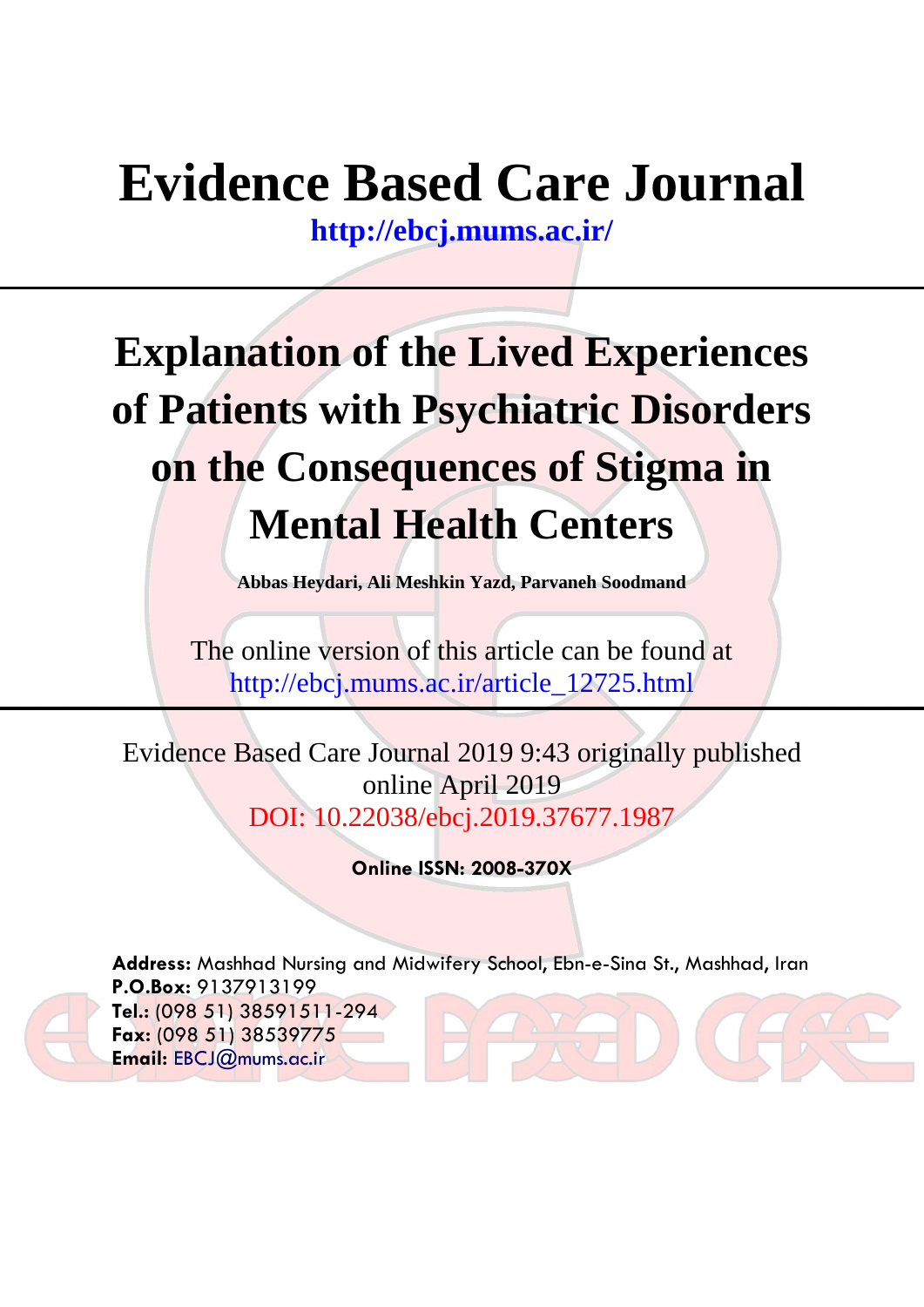# Evidence Based Care Journal

**http://ebcj.mums.ac.ir/**

---

## Explanation of the Lived Experiences of Patients with Psychiatric Disorders on the Consequences of Stigma in Mental Health Centers

**Abbas Heydari, Ali Meshkin Yazd, Parvaneh Soodmand**

The online version of this article can be found at
http://ebcj.mums.ac.ir/article_12725.html

---

Evidence Based Care Journal 2019 9:43 originally published online April 2019
DOI: 10.22038/ebcj.2019.37677.1987

**Online ISSN: 2008-370X**

**Address:** Mashhad Nursing and Midwifery School, Ebn-e-Sina St., Mashhad, Iran
**P.O.Box:** 9137913199
**Tel.:** (098 51) 38591511-294
**Fax:** (098 51) 38539775
**Email:** EBCJ@mums.ac.ir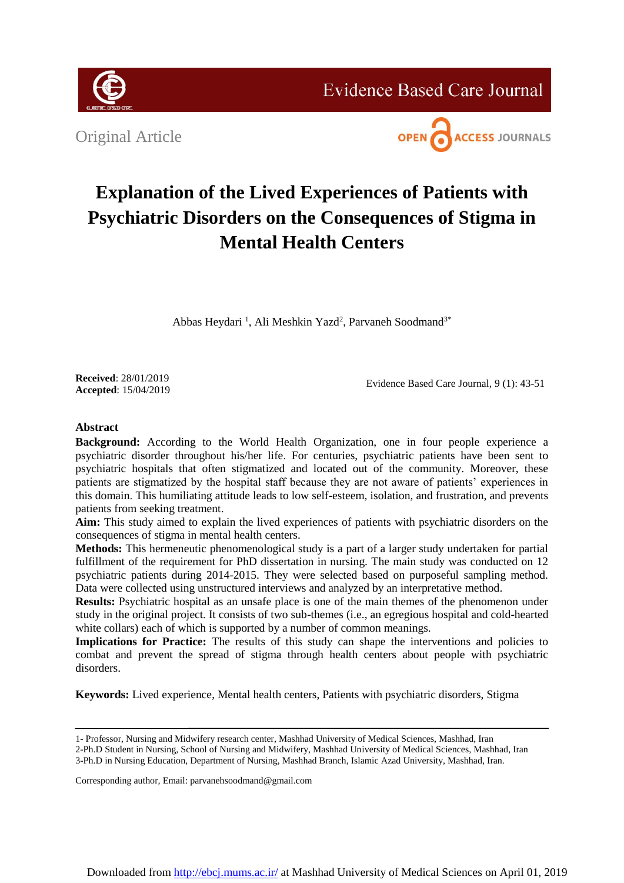Original Article

# Explanation of the Lived Experiences of Patients with Psychiatric Disorders on the Consequences of Stigma in Mental Health Centers

Abbas Heydari [1], Ali Meshkin Yazd[2], Parvaneh Soodmand[3*]

**Received**: 28/01/2019
**Accepted**: 15/04/2019

## Abstract

**Background:** According to the World Health Organization, one in four people experience a psychiatric disorder throughout his/her life. For centuries, psychiatric patients have been sent to psychiatric hospitals that often stigmatized and located out of the community. Moreover, these patients are stigmatized by the hospital staff because they are not aware of patients' experiences in this domain. This humiliating attitude leads to low self-esteem, isolation, and frustration, and prevents patients from seeking treatment.

**Aim:** This study aimed to explain the lived experiences of patients with psychiatric disorders on the consequences of stigma in mental health centers.

**Methods:** This hermeneutic phenomenological study is a part of a larger study undertaken for partial fulfillment of the requirement for PhD dissertation in nursing. The main study was conducted on 12 psychiatric patients during 2014-2015. They were selected based on purposeful sampling method. Data were collected using unstructured interviews and analyzed by an interpretative method.

**Results:** Psychiatric hospital as an unsafe place is one of the main themes of the phenomenon under study in the original project. It consists of two sub-themes (i.e., an egregious hospital and cold-hearted white collars) each of which is supported by a number of common meanings.

**Implications for Practice:** The results of this study can shape the interventions and policies to combat and prevent the spread of stigma through health centers about people with psychiatric disorders.

**Keywords:** Lived experience, Mental health centers, Patients with psychiatric disorders, Stigma

---

1- Professor, Nursing and Midwifery research center, Mashhad University of Medical Sciences, Mashhad, Iran
2-Ph.D Student in Nursing, School of Nursing and Midwifery, Mashhad University of Medical Sciences, Mashhad, Iran
3-Ph.D in Nursing Education, Department of Nursing, Mashhad Branch, Islamic Azad University, Mashhad, Iran.

Corresponding author, Email: parvanehsoodmand@gmail.com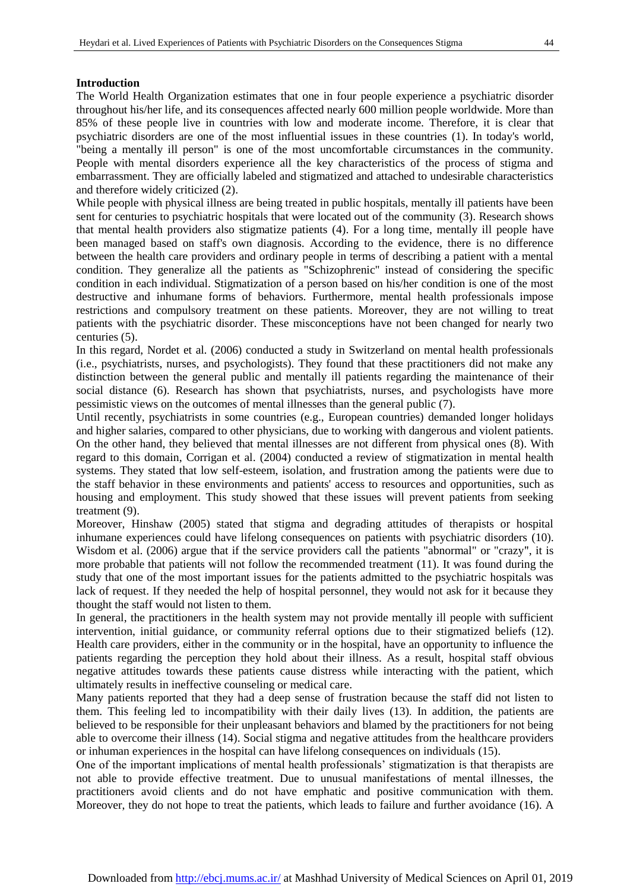## Introduction

The World Health Organization estimates that one in four people experience a psychiatric disorder throughout his/her life, and its consequences affected nearly 600 million people worldwide. More than 85% of these people live in countries with low and moderate income. Therefore, it is clear that psychiatric disorders are one of the most influential issues in these countries (1). In today's world, "being a mentally ill person" is one of the most uncomfortable circumstances in the community. People with mental disorders experience all the key characteristics of the process of stigma and embarrassment. They are officially labeled and stigmatized and attached to undesirable characteristics and therefore widely criticized (2).

While people with physical illness are being treated in public hospitals, mentally ill patients have been sent for centuries to psychiatric hospitals that were located out of the community (3). Research shows that mental health providers also stigmatize patients (4). For a long time, mentally ill people have been managed based on staff's own diagnosis. According to the evidence, there is no difference between the health care providers and ordinary people in terms of describing a patient with a mental condition. They generalize all the patients as "Schizophrenic" instead of considering the specific condition in each individual. Stigmatization of a person based on his/her condition is one of the most destructive and inhumane forms of behaviors. Furthermore, mental health professionals impose restrictions and compulsory treatment on these patients. Moreover, they are not willing to treat patients with the psychiatric disorder. These misconceptions have not been changed for nearly two centuries (5).

In this regard, Nordet et al. (2006) conducted a study in Switzerland on mental health professionals (i.e., psychiatrists, nurses, and psychologists). They found that these practitioners did not make any distinction between the general public and mentally ill patients regarding the maintenance of their social distance (6). Research has shown that psychiatrists, nurses, and psychologists have more pessimistic views on the outcomes of mental illnesses than the general public (7).

Until recently, psychiatrists in some countries (e.g., European countries) demanded longer holidays and higher salaries, compared to other physicians, due to working with dangerous and violent patients. On the other hand, they believed that mental illnesses are not different from physical ones (8). With regard to this domain, Corrigan et al. (2004) conducted a review of stigmatization in mental health systems. They stated that low self-esteem, isolation, and frustration among the patients were due to the staff behavior in these environments and patients' access to resources and opportunities, such as housing and employment. This study showed that these issues will prevent patients from seeking treatment (9).

Moreover, Hinshaw (2005) stated that stigma and degrading attitudes of therapists or hospital inhumane experiences could have lifelong consequences on patients with psychiatric disorders (10). Wisdom et al. (2006) argue that if the service providers call the patients "abnormal" or "crazy", it is more probable that patients will not follow the recommended treatment (11). It was found during the study that one of the most important issues for the patients admitted to the psychiatric hospitals was lack of request. If they needed the help of hospital personnel, they would not ask for it because they thought the staff would not listen to them.

In general, the practitioners in the health system may not provide mentally ill people with sufficient intervention, initial guidance, or community referral options due to their stigmatized beliefs (12). Health care providers, either in the community or in the hospital, have an opportunity to influence the patients regarding the perception they hold about their illness. As a result, hospital staff obvious negative attitudes towards these patients cause distress while interacting with the patient, which ultimately results in ineffective counseling or medical care.

Many patients reported that they had a deep sense of frustration because the staff did not listen to them. This feeling led to incompatibility with their daily lives (13). In addition, the patients are believed to be responsible for their unpleasant behaviors and blamed by the practitioners for not being able to overcome their illness (14). Social stigma and negative attitudes from the healthcare providers or inhuman experiences in the hospital can have lifelong consequences on individuals (15).

One of the important implications of mental health professionals' stigmatization is that therapists are not able to provide effective treatment. Due to unusual manifestations of mental illnesses, the practitioners avoid clients and do not have emphatic and positive communication with them. Moreover, they do not hope to treat the patients, which leads to failure and further avoidance (16). A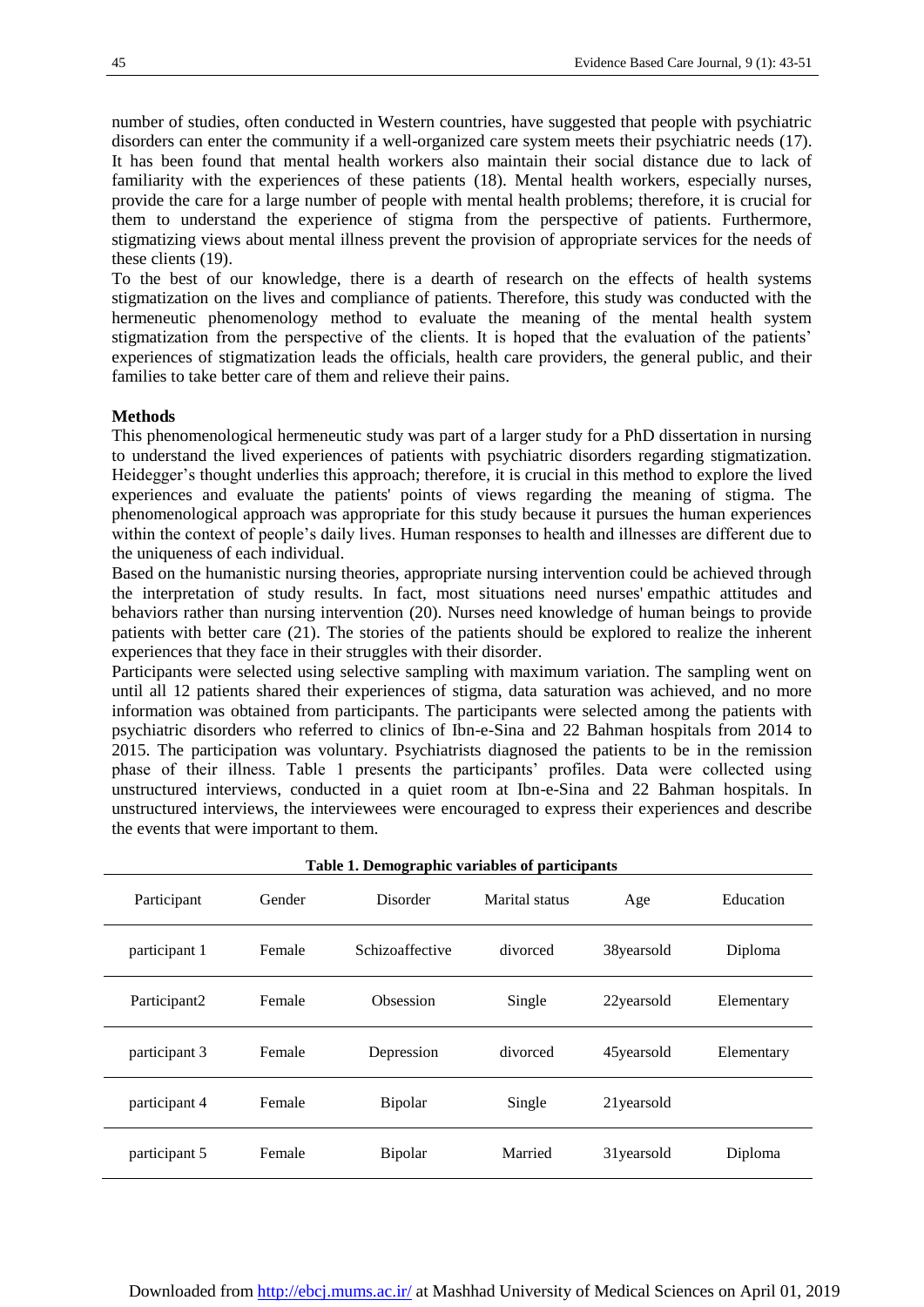number of studies, often conducted in Western countries, have suggested that people with psychiatric disorders can enter the community if a well-organized care system meets their psychiatric needs (17). It has been found that mental health workers also maintain their social distance due to lack of familiarity with the experiences of these patients (18). Mental health workers, especially nurses, provide the care for a large number of people with mental health problems; therefore, it is crucial for them to understand the experience of stigma from the perspective of patients. Furthermore, stigmatizing views about mental illness prevent the provision of appropriate services for the needs of these clients (19).

To the best of our knowledge, there is a dearth of research on the effects of health systems stigmatization on the lives and compliance of patients. Therefore, this study was conducted with the hermeneutic phenomenology method to evaluate the meaning of the mental health system stigmatization from the perspective of the clients. It is hoped that the evaluation of the patients' experiences of stigmatization leads the officials, health care providers, the general public, and their families to take better care of them and relieve their pains.

**Methods**

This phenomenological hermeneutic study was part of a larger study for a PhD dissertation in nursing to understand the lived experiences of patients with psychiatric disorders regarding stigmatization. Heidegger's thought underlies this approach; therefore, it is crucial in this method to explore the lived experiences and evaluate the patients' points of views regarding the meaning of stigma. The phenomenological approach was appropriate for this study because it pursues the human experiences within the context of people's daily lives. Human responses to health and illnesses are different due to the uniqueness of each individual.

Based on the humanistic nursing theories, appropriate nursing intervention could be achieved through the interpretation of study results. In fact, most situations need nurses' empathic attitudes and behaviors rather than nursing intervention (20). Nurses need knowledge of human beings to provide patients with better care (21). The stories of the patients should be explored to realize the inherent experiences that they face in their struggles with their disorder.

Participants were selected using selective sampling with maximum variation. The sampling went on until all 12 patients shared their experiences of stigma, data saturation was achieved, and no more information was obtained from participants. The participants were selected among the patients with psychiatric disorders who referred to clinics of Ibn-e-Sina and 22 Bahman hospitals from 2014 to 2015. The participation was voluntary. Psychiatrists diagnosed the patients to be in the remission phase of their illness. Table 1 presents the participants' profiles. Data were collected using unstructured interviews, conducted in a quiet room at Ibn-e-Sina and 22 Bahman hospitals. In unstructured interviews, the interviewees were encouraged to express their experiences and describe the events that were important to them.

**Table 1. Demographic variables of participants**

| Participant | Gender | Disorder | Marital status | Age | Education |
|---|---|---|---|---|---|
| participant 1 | Female | Schizoaffective | divorced | 38yearsold | Diploma |
| Participant2 | Female | Obsession | Single | 22yearsold | Elementary |
| participant 3 | Female | Depression | divorced | 45yearsold | Elementary |
| participant 4 | Female | Bipolar | Single | 21yearsold | |
| participant 5 | Female | Bipolar | Married | 31yearsold | Diploma |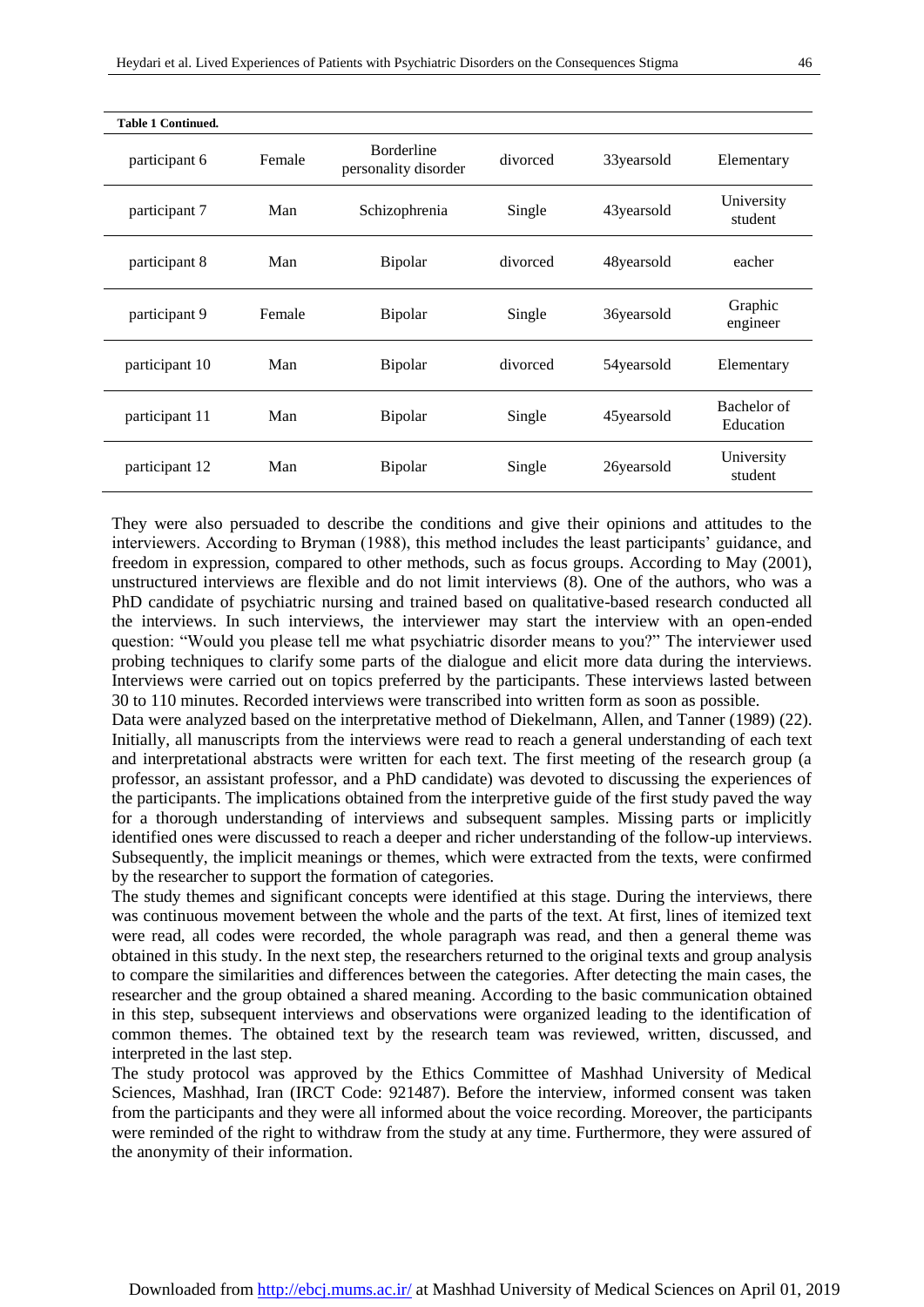**Table 1 Continued.**

| | | | | | |
|---|---|---|---|---|---|
| participant 6 | Female | Borderline personality disorder | divorced | 33yearsold | Elementary |
| participant 7 | Man | Schizophrenia | Single | 43yearsold | University student |
| participant 8 | Man | Bipolar | divorced | 48yearsold | eacher |
| participant 9 | Female | Bipolar | Single | 36yearsold | Graphic engineer |
| participant 10 | Man | Bipolar | divorced | 54yearsold | Elementary |
| participant 11 | Man | Bipolar | Single | 45yearsold | Bachelor of Education |
| participant 12 | Man | Bipolar | Single | 26yearsold | University student |

They were also persuaded to describe the conditions and give their opinions and attitudes to the interviewers. According to Bryman (1988), this method includes the least participants' guidance, and freedom in expression, compared to other methods, such as focus groups. According to May (2001), unstructured interviews are flexible and do not limit interviews (8). One of the authors, who was a PhD candidate of psychiatric nursing and trained based on qualitative-based research conducted all the interviews. In such interviews, the interviewer may start the interview with an open-ended question: "Would you please tell me what psychiatric disorder means to you?" The interviewer used probing techniques to clarify some parts of the dialogue and elicit more data during the interviews. Interviews were carried out on topics preferred by the participants. These interviews lasted between 30 to 110 minutes. Recorded interviews were transcribed into written form as soon as possible.

Data were analyzed based on the interpretative method of Diekelmann, Allen, and Tanner (1989) (22). Initially, all manuscripts from the interviews were read to reach a general understanding of each text and interpretational abstracts were written for each text. The first meeting of the research group (a professor, an assistant professor, and a PhD candidate) was devoted to discussing the experiences of the participants. The implications obtained from the interpretive guide of the first study paved the way for a thorough understanding of interviews and subsequent samples. Missing parts or implicitly identified ones were discussed to reach a deeper and richer understanding of the follow-up interviews. Subsequently, the implicit meanings or themes, which were extracted from the texts, were confirmed by the researcher to support the formation of categories.

The study themes and significant concepts were identified at this stage. During the interviews, there was continuous movement between the whole and the parts of the text. At first, lines of itemized text were read, all codes were recorded, the whole paragraph was read, and then a general theme was obtained in this study. In the next step, the researchers returned to the original texts and group analysis to compare the similarities and differences between the categories. After detecting the main cases, the researcher and the group obtained a shared meaning. According to the basic communication obtained in this step, subsequent interviews and observations were organized leading to the identification of common themes. The obtained text by the research team was reviewed, written, discussed, and interpreted in the last step.

The study protocol was approved by the Ethics Committee of Mashhad University of Medical Sciences, Mashhad, Iran (IRCT Code: 921487). Before the interview, informed consent was taken from the participants and they were all informed about the voice recording. Moreover, the participants were reminded of the right to withdraw from the study at any time. Furthermore, they were assured of the anonymity of their information.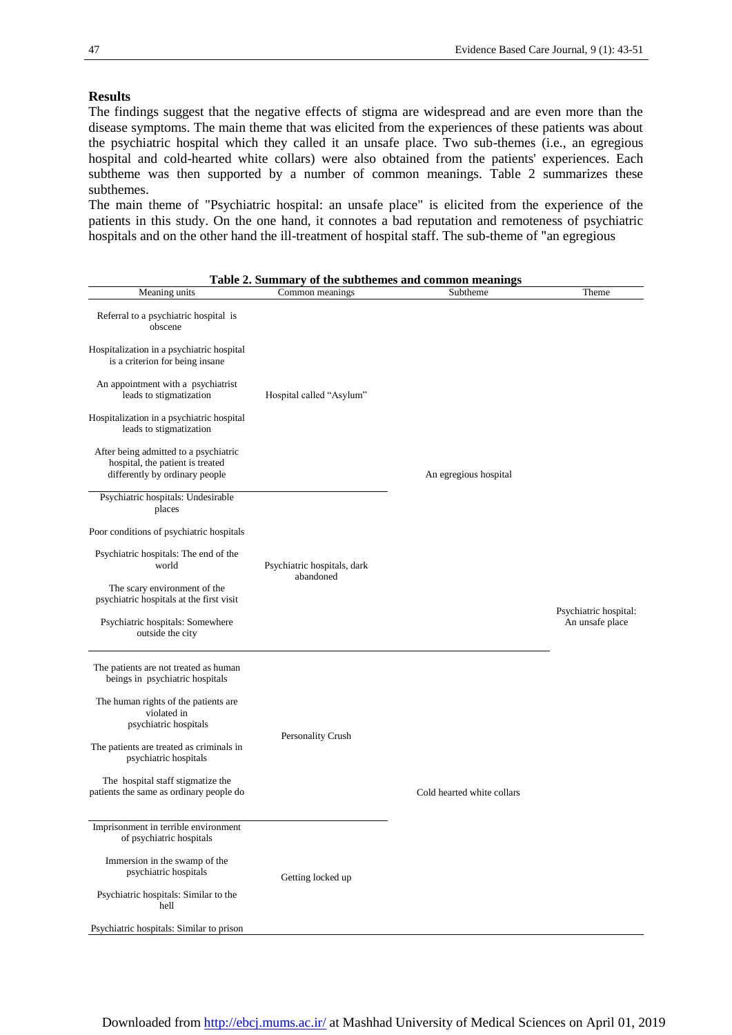## Results

The findings suggest that the negative effects of stigma are widespread and are even more than the disease symptoms. The main theme that was elicited from the experiences of these patients was about the psychiatric hospital which they called it an unsafe place. Two sub-themes (i.e., an egregious hospital and cold-hearted white collars) were also obtained from the patients' experiences. Each subtheme was then supported by a number of common meanings. Table 2 summarizes these subthemes.

The main theme of "Psychiatric hospital: an unsafe place" is elicited from the experience of the patients in this study. On the one hand, it connotes a bad reputation and remoteness of psychiatric hospitals and on the other hand the ill-treatment of hospital staff. The sub-theme of "an egregious

**Table 2. Summary of the subthemes and common meanings**

| Meaning units | Common meanings | Subtheme | Theme |
|---|---|---|---|
| Referral to a psychiatric hospital is obscene | Hospital called "Asylum" | An egregious hospital | Psychiatric hospital: An unsafe place |
| Hospitalization in a psychiatric hospital is a criterion for being insane | | | |
| An appointment with a psychiatrist leads to stigmatization | | | |
| Hospitalization in a psychiatric hospital leads to stigmatization | | | |
| After being admitted to a psychiatric hospital, the patient is treated differently by ordinary people | | | |
| Psychiatric hospitals: Undesirable places | Psychiatric hospitals, dark abandoned | | |
| Poor conditions of psychiatric hospitals | | | |
| Psychiatric hospitals: The end of the world | | | |
| The scary environment of the psychiatric hospitals at the first visit | | | |
| Psychiatric hospitals: Somewhere outside the city | | | |
| The patients are not treated as human beings in psychiatric hospitals | Personality Crush | Cold hearted white collars | |
| The human rights of the patients are violated in psychiatric hospitals | | | |
| The patients are treated as criminals in psychiatric hospitals | | | |
| The hospital staff stigmatize the patients the same as ordinary people do | | | |
| Imprisonment in terrible environment of psychiatric hospitals | Getting locked up | | |
| Immersion in the swamp of the psychiatric hospitals | | | |
| Psychiatric hospitals: Similar to the hell | | | |
| Psychiatric hospitals: Similar to prison | | | |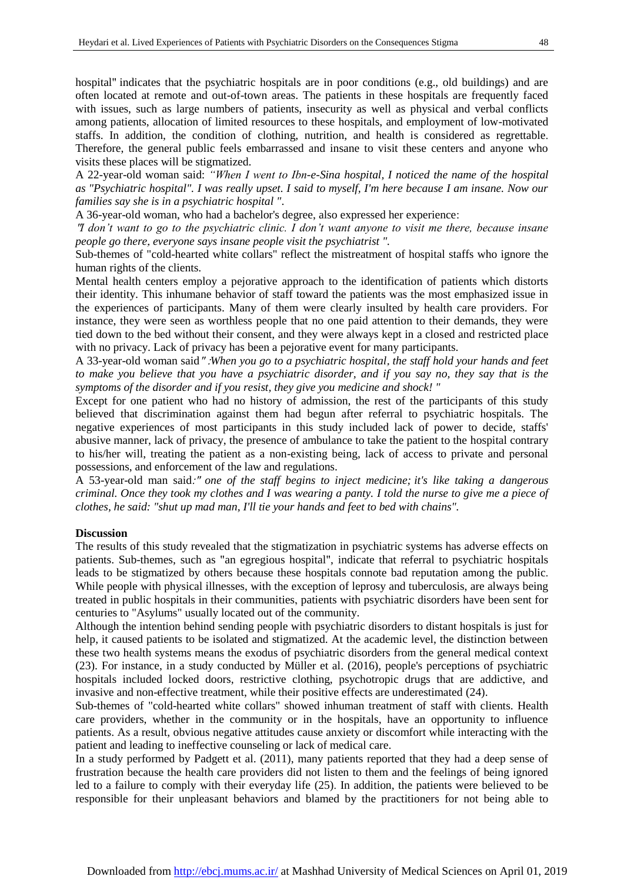hospital" indicates that the psychiatric hospitals are in poor conditions (e.g., old buildings) and are often located at remote and out-of-town areas. The patients in these hospitals are frequently faced with issues, such as large numbers of patients, insecurity as well as physical and verbal conflicts among patients, allocation of limited resources to these hospitals, and employment of low-motivated staffs. In addition, the condition of clothing, nutrition, and health is considered as regrettable. Therefore, the general public feels embarrassed and insane to visit these centers and anyone who visits these places will be stigmatized.

A 22-year-old woman said: *"When I went to Ibn-e-Sina hospital, I noticed the name of the hospital as "Psychiatric hospital". I was really upset. I said to myself, I'm here because I am insane. Now our families say she is in a psychiatric hospital ".*

A 36-year-old woman, who had a bachelor's degree, also expressed her experience:

*"I don't want to go to the psychiatric clinic. I don't want anyone to visit me there, because insane people go there, everyone says insane people visit the psychiatrist ".*

Sub-themes of "cold-hearted white collars" reflect the mistreatment of hospital staffs who ignore the human rights of the clients.

Mental health centers employ a pejorative approach to the identification of patients which distorts their identity. This inhumane behavior of staff toward the patients was the most emphasized issue in the experiences of participants. Many of them were clearly insulted by health care providers. For instance, they were seen as worthless people that no one paid attention to their demands, they were tied down to the bed without their consent, and they were always kept in a closed and restricted place with no privacy. Lack of privacy has been a pejorative event for many participants.

A 33-year-old woman said *": When you go to a psychiatric hospital, the staff hold your hands and feet to make you believe that you have a psychiatric disorder, and if you say no, they say that is the symptoms of the disorder and if you resist, they give you medicine and shock! "*

Except for one patient who had no history of admission, the rest of the participants of this study believed that discrimination against them had begun after referral to psychiatric hospitals. The negative experiences of most participants in this study included lack of power to decide, staffs' abusive manner, lack of privacy, the presence of ambulance to take the patient to the hospital contrary to his/her will, treating the patient as a non-existing being, lack of access to private and personal possessions, and enforcement of the law and regulations.

A 53-year-old man said*:" one of the staff begins to inject medicine; it's like taking a dangerous criminal. Once they took my clothes and I was wearing a panty. I told the nurse to give me a piece of clothes, he said: "shut up mad man, I'll tie your hands and feet to bed with chains".*

**Discussion**

The results of this study revealed that the stigmatization in psychiatric systems has adverse effects on patients. Sub-themes, such as "an egregious hospital", indicate that referral to psychiatric hospitals leads to be stigmatized by others because these hospitals connote bad reputation among the public. While people with physical illnesses, with the exception of leprosy and tuberculosis, are always being treated in public hospitals in their communities, patients with psychiatric disorders have been sent for centuries to "Asylums" usually located out of the community.

Although the intention behind sending people with psychiatric disorders to distant hospitals is just for help, it caused patients to be isolated and stigmatized. At the academic level, the distinction between these two health systems means the exodus of psychiatric disorders from the general medical context (23). For instance, in a study conducted by Müller et al. (2016), people's perceptions of psychiatric hospitals included locked doors, restrictive clothing, psychotropic drugs that are addictive, and invasive and non-effective treatment, while their positive effects are underestimated (24).

Sub-themes of "cold-hearted white collars" showed inhuman treatment of staff with clients. Health care providers, whether in the community or in the hospitals, have an opportunity to influence patients. As a result, obvious negative attitudes cause anxiety or discomfort while interacting with the patient and leading to ineffective counseling or lack of medical care.

In a study performed by Padgett et al. (2011), many patients reported that they had a deep sense of frustration because the health care providers did not listen to them and the feelings of being ignored led to a failure to comply with their everyday life (25). In addition, the patients were believed to be responsible for their unpleasant behaviors and blamed by the practitioners for not being able to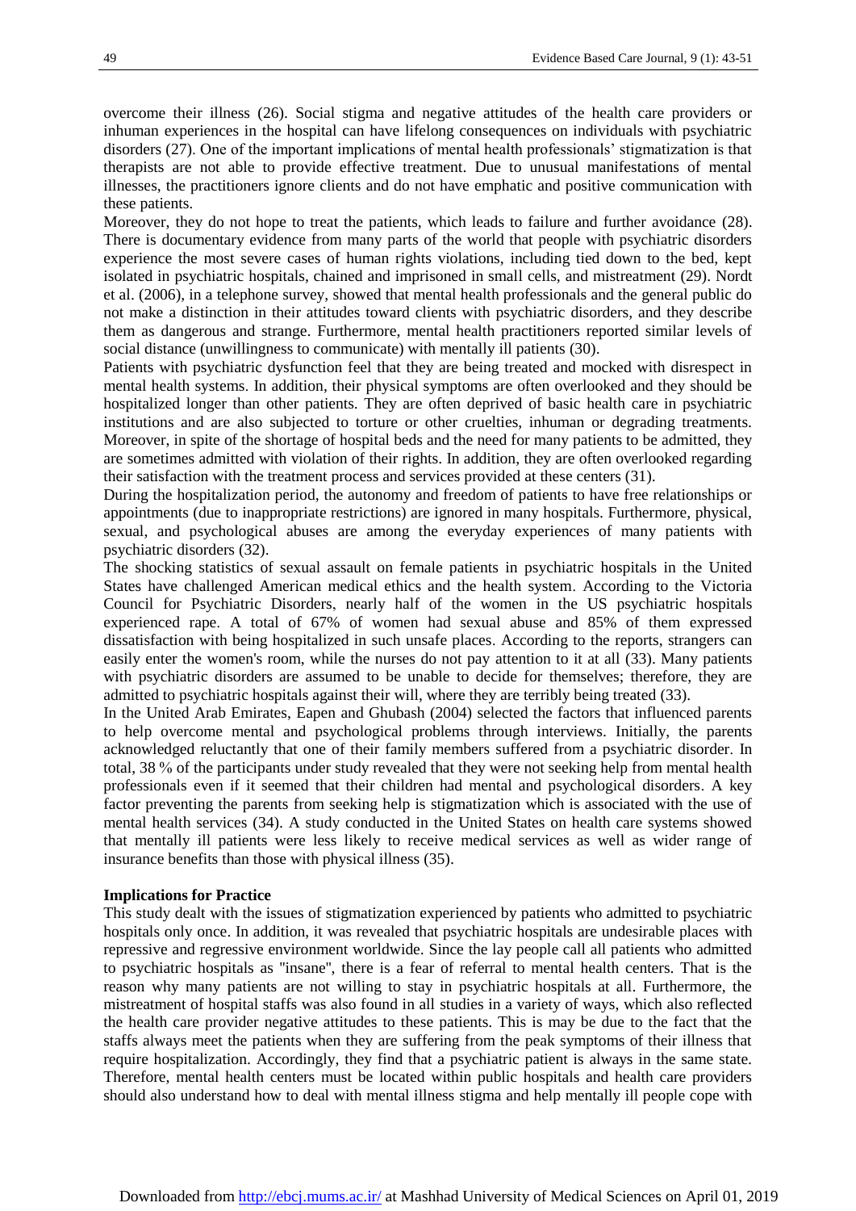overcome their illness (26). Social stigma and negative attitudes of the health care providers or inhuman experiences in the hospital can have lifelong consequences on individuals with psychiatric disorders (27). One of the important implications of mental health professionals' stigmatization is that therapists are not able to provide effective treatment. Due to unusual manifestations of mental illnesses, the practitioners ignore clients and do not have emphatic and positive communication with these patients.

Moreover, they do not hope to treat the patients, which leads to failure and further avoidance (28). There is documentary evidence from many parts of the world that people with psychiatric disorders experience the most severe cases of human rights violations, including tied down to the bed, kept isolated in psychiatric hospitals, chained and imprisoned in small cells, and mistreatment (29). Nordt et al. (2006), in a telephone survey, showed that mental health professionals and the general public do not make a distinction in their attitudes toward clients with psychiatric disorders, and they describe them as dangerous and strange. Furthermore, mental health practitioners reported similar levels of social distance (unwillingness to communicate) with mentally ill patients (30).

Patients with psychiatric dysfunction feel that they are being treated and mocked with disrespect in mental health systems. In addition, their physical symptoms are often overlooked and they should be hospitalized longer than other patients. They are often deprived of basic health care in psychiatric institutions and are also subjected to torture or other cruelties, inhuman or degrading treatments. Moreover, in spite of the shortage of hospital beds and the need for many patients to be admitted, they are sometimes admitted with violation of their rights. In addition, they are often overlooked regarding their satisfaction with the treatment process and services provided at these centers (31).

During the hospitalization period, the autonomy and freedom of patients to have free relationships or appointments (due to inappropriate restrictions) are ignored in many hospitals. Furthermore, physical, sexual, and psychological abuses are among the everyday experiences of many patients with psychiatric disorders (32).

The shocking statistics of sexual assault on female patients in psychiatric hospitals in the United States have challenged American medical ethics and the health system. According to the Victoria Council for Psychiatric Disorders, nearly half of the women in the US psychiatric hospitals experienced rape. A total of 67% of women had sexual abuse and 85% of them expressed dissatisfaction with being hospitalized in such unsafe places. According to the reports, strangers can easily enter the women's room, while the nurses do not pay attention to it at all (33). Many patients with psychiatric disorders are assumed to be unable to decide for themselves; therefore, they are admitted to psychiatric hospitals against their will, where they are terribly being treated (33).

In the United Arab Emirates, Eapen and Ghubash (2004) selected the factors that influenced parents to help overcome mental and psychological problems through interviews. Initially, the parents acknowledged reluctantly that one of their family members suffered from a psychiatric disorder. In total, 38 % of the participants under study revealed that they were not seeking help from mental health professionals even if it seemed that their children had mental and psychological disorders. A key factor preventing the parents from seeking help is stigmatization which is associated with the use of mental health services (34). A study conducted in the United States on health care systems showed that mentally ill patients were less likely to receive medical services as well as wider range of insurance benefits than those with physical illness (35).

**Implications for Practice**

This study dealt with the issues of stigmatization experienced by patients who admitted to psychiatric hospitals only once. In addition, it was revealed that psychiatric hospitals are undesirable places with repressive and regressive environment worldwide. Since the lay people call all patients who admitted to psychiatric hospitals as "insane", there is a fear of referral to mental health centers. That is the reason why many patients are not willing to stay in psychiatric hospitals at all. Furthermore, the mistreatment of hospital staffs was also found in all studies in a variety of ways, which also reflected the health care provider negative attitudes to these patients. This is may be due to the fact that the staffs always meet the patients when they are suffering from the peak symptoms of their illness that require hospitalization. Accordingly, they find that a psychiatric patient is always in the same state. Therefore, mental health centers must be located within public hospitals and health care providers should also understand how to deal with mental illness stigma and help mentally ill people cope with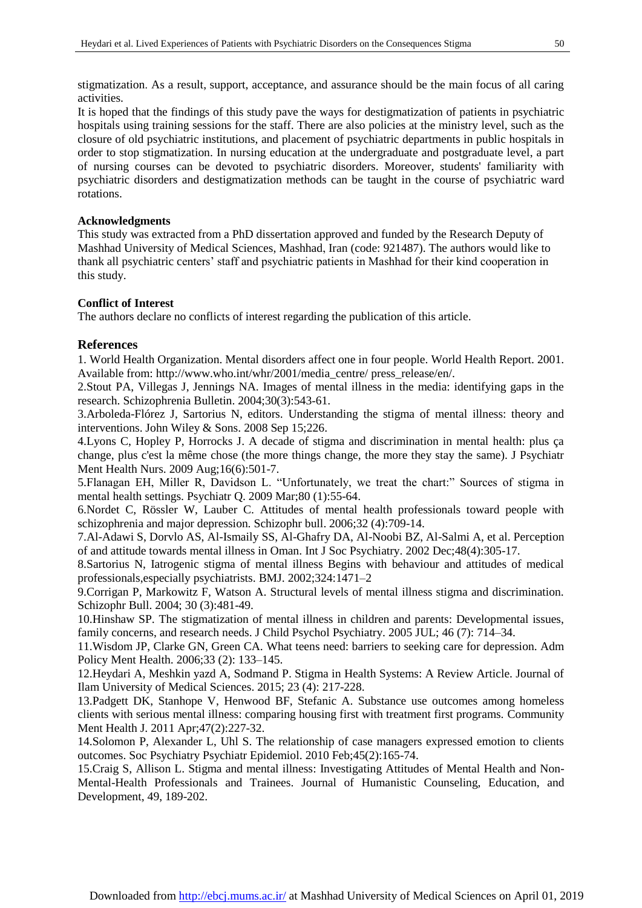stigmatization. As a result, support, acceptance, and assurance should be the main focus of all caring activities.

It is hoped that the findings of this study pave the ways for destigmatization of patients in psychiatric hospitals using training sessions for the staff. There are also policies at the ministry level, such as the closure of old psychiatric institutions, and placement of psychiatric departments in public hospitals in order to stop stigmatization. In nursing education at the undergraduate and postgraduate level, a part of nursing courses can be devoted to psychiatric disorders. Moreover, students' familiarity with psychiatric disorders and destigmatization methods can be taught in the course of psychiatric ward rotations.

**Acknowledgments**

This study was extracted from a PhD dissertation approved and funded by the Research Deputy of Mashhad University of Medical Sciences, Mashhad, Iran (code: 921487). The authors would like to thank all psychiatric centers' staff and psychiatric patients in Mashhad for their kind cooperation in this study.

**Conflict of Interest**

The authors declare no conflicts of interest regarding the publication of this article.

## References

1. World Health Organization. Mental disorders affect one in four people. World Health Report. 2001. Available from: http://www.who.int/whr/2001/media_centre/ press_release/en/.
2.Stout PA, Villegas J, Jennings NA. Images of mental illness in the media: identifying gaps in the research. Schizophrenia Bulletin. 2004;30(3):543-61.
3.Arboleda-Flórez J, Sartorius N, editors. Understanding the stigma of mental illness: theory and interventions. John Wiley & Sons. 2008 Sep 15;226.
4.Lyons C, Hopley P, Horrocks J. A decade of stigma and discrimination in mental health: plus ça change, plus c'est la même chose (the more things change, the more they stay the same). J Psychiatr Ment Health Nurs. 2009 Aug;16(6):501-7.
5.Flanagan EH, Miller R, Davidson L. "Unfortunately, we treat the chart:" Sources of stigma in mental health settings. Psychiatr Q. 2009 Mar;80 (1):55-64.
6.Nordet C, Rössler W, Lauber C. Attitudes of mental health professionals toward people with schizophrenia and major depression. Schizophr bull. 2006;32 (4):709-14.
7.Al-Adawi S, Dorvlo AS, Al-Ismaily SS, Al-Ghafry DA, Al-Noobi BZ, Al-Salmi A, et al. Perception of and attitude towards mental illness in Oman. Int J Soc Psychiatry. 2002 Dec;48(4):305-17.
8.Sartorius N, Iatrogenic stigma of mental illness Begins with behaviour and attitudes of medical professionals,especially psychiatrists. BMJ. 2002;324:1471–2
9.Corrigan P, Markowitz F, Watson A. Structural levels of mental illness stigma and discrimination. Schizophr Bull. 2004; 30 (3):481-49.
10.Hinshaw SP. The stigmatization of mental illness in children and parents: Developmental issues, family concerns, and research needs. J Child Psychol Psychiatry. 2005 JUL; 46 (7): 714–34.
11.Wisdom JP, Clarke GN, Green CA. What teens need: barriers to seeking care for depression. Adm Policy Ment Health. 2006;33 (2): 133–145.
12.Heydari A, Meshkin yazd A, Sodmand P. Stigma in Health Systems: A Review Article. Journal of Ilam University of Medical Sciences. 2015; 23 (4): 217-228.
13.Padgett DK, Stanhope V, Henwood BF, Stefanic A. Substance use outcomes among homeless clients with serious mental illness: comparing housing first with treatment first programs. Community Ment Health J. 2011 Apr;47(2):227-32.
14.Solomon P, Alexander L, Uhl S. The relationship of case managers expressed emotion to clients outcomes. Soc Psychiatry Psychiatr Epidemiol. 2010 Feb;45(2):165-74.
15.Craig S, Allison L. Stigma and mental illness: Investigating Attitudes of Mental Health and Non-Mental-Health Professionals and Trainees. Journal of Humanistic Counseling, Education, and Development, 49, 189-202.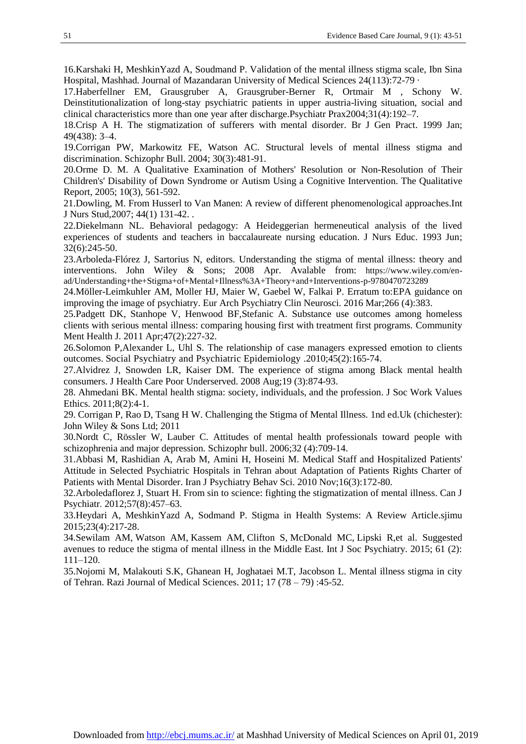16.Karshaki H, MeshkinYazd A, Soudmand P. Validation of the mental illness stigma scale, Ibn Sina Hospital, Mashhad. Journal of Mazandaran University of Medical Sciences 24(113):72-79 ·

17.Haberfellner EM, Grausgruber A, Grausgruber-Berner R, Ortmair M , Schony W. Deinstitutionalization of long-stay psychiatric patients in upper austria-living situation, social and clinical characteristics more than one year after discharge.Psychiatr Prax2004;31(4):192–7.

18.Crisp A H. The stigmatization of sufferers with mental disorder. Br J Gen Pract. 1999 Jan; 49(438): 3–4.

19.Corrigan PW, Markowitz FE, Watson AC. Structural levels of mental illness stigma and discrimination. Schizophr Bull. 2004; 30(3):481-91.

20.Orme D. M. A Qualitative Examination of Mothers' Resolution or Non-Resolution of Their Children's' Disability of Down Syndrome or Autism Using a Cognitive Intervention. The Qualitative Report, 2005; 10(3), 561-592.

21.Dowling, M. From Husserl to Van Manen: A review of different phenomenological approaches.Int J Nurs Stud,2007; 44(1) 131-42. .

22.Diekelmann NL. Behavioral pedagogy: A Heideggerian hermeneutical analysis of the lived experiences of students and teachers in baccalaureate nursing education. J Nurs Educ. 1993 Jun; 32(6):245-50.

23.Arboleda-Flórez J, Sartorius N, editors. Understanding the stigma of mental illness: theory and interventions. John Wiley & Sons; 2008 Apr. Avalable from: https://www.wiley.com/en-ad/Understanding+the+Stigma+of+Mental+Illness%3A+Theory+and+Interventions-p-9780470723289

24.Möller-Leimkuhler AM, Moller HJ, Maier W, Gaebel W, Falkai P. Erratum to:EPA guidance on improving the image of psychiatry. Eur Arch Psychiatry Clin Neurosci. 2016 Mar;266 (4):383.

25.Padgett DK, Stanhope V, Henwood BF,Stefanic A. Substance use outcomes among homeless clients with serious mental illness: comparing housing first with treatment first programs. Community Ment Health J. 2011 Apr;47(2):227-32.

26.Solomon P,Alexander L, Uhl S. The relationship of case managers expressed emotion to clients outcomes. Social Psychiatry and Psychiatric Epidemiology .2010;45(2):165-74.

27.Alvidrez J, Snowden LR, Kaiser DM. The experience of stigma among Black mental health consumers. J Health Care Poor Underserved. 2008 Aug;19 (3):874-93.

28. Ahmedani BK. Mental health stigma: society, individuals, and the profession. J Soc Work Values Ethics. 2011;8(2):4-1.

29. Corrigan P, Rao D, Tsang H W. Challenging the Stigma of Mental Illness. 1nd ed.Uk (chichester): John Wiley & Sons Ltd; 2011

30.Nordt C, Rössler W, Lauber C. Attitudes of mental health professionals toward people with schizophrenia and major depression. Schizophr bull. 2006;32 (4):709-14.

31.Abbasi M, Rashidian A, Arab M, Amini H, Hoseini M. Medical Staff and Hospitalized Patients' Attitude in Selected Psychiatric Hospitals in Tehran about Adaptation of Patients Rights Charter of Patients with Mental Disorder. Iran J Psychiatry Behav Sci. 2010 Nov;16(3):172-80.

32.Arboledaflorez J, Stuart H. From sin to science: fighting the stigmatization of mental illness. Can J Psychiatr. 2012;57(8):457–63.

33.Heydari A, MeshkinYazd A, Sodmand P. Stigma in Health Systems: A Review Article.sjimu 2015;23(4):217-28.

34.Sewilam AM, Watson AM, Kassem AM, Clifton S, McDonald MC, Lipski R,et al. Suggested avenues to reduce the stigma of mental illness in the Middle East. Int J Soc Psychiatry. 2015; 61 (2): 111–120.

35.Nojomi M, Malakouti S.K, Ghanean H, Joghataei M.T, Jacobson L. Mental illness stigma in city of Tehran. Razi Journal of Medical Sciences. 2011; 17 (78 – 79) :45-52.